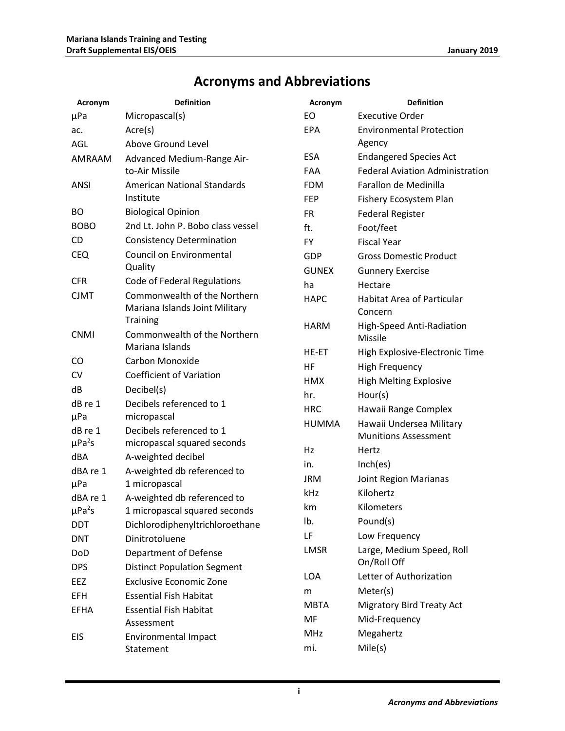# Acronyms and Abbreviations

| Acronym | Definition |
|---|---|
| μPa | Micropascal(s) |
| ac. | Acre(s) |
| AGL | Above Ground Level |
| AMRAAM | Advanced Medium-Range Air-to-Air Missile |
| ANSI | American National Standards Institute |
| BO | Biological Opinion |
| BOBO | 2nd Lt. John P. Bobo class vessel |
| CD | Consistency Determination |
| CEQ | Council on Environmental Quality |
| CFR | Code of Federal Regulations |
| CJMT | Commonwealth of the Northern Mariana Islands Joint Military Training |
| CNMI | Commonwealth of the Northern Mariana Islands |
| CO | Carbon Monoxide |
| CV | Coefficient of Variation |
| dB | Decibel(s) |
| dB re 1 μPa | Decibels referenced to 1 micropascal |
| dB re 1 $\mu Pa^2 s$ | Decibels referenced to 1 micropascal squared seconds |
| dBA | A-weighted decibel |
| dBA re 1 μPa | A-weighted db referenced to 1 micropascal |
| dBA re 1 $\mu Pa^2 s$ | A-weighted db referenced to 1 micropascal squared seconds |
| DDT | Dichlorodiphenyltrichloroethane |
| DNT | Dinitrotoluene |
| DoD | Department of Defense |
| DPS | Distinct Population Segment |
| EEZ | Exclusive Economic Zone |
| EFH | Essential Fish Habitat |
| EFHA | Essential Fish Habitat Assessment |
| EIS | Environmental Impact Statement |
| EO | Executive Order |
| EPA | Environmental Protection Agency |
| ESA | Endangered Species Act |
| FAA | Federal Aviation Administration |
| FDM | Farallon de Medinilla |
| FEP | Fishery Ecosystem Plan |
| FR | Federal Register |
| ft. | Foot/feet |
| FY | Fiscal Year |
| GDP | Gross Domestic Product |
| GUNEX | Gunnery Exercise |
| ha | Hectare |
| HAPC | Habitat Area of Particular Concern |
| HARM | High-Speed Anti-Radiation Missile |
| HE-ET | High Explosive-Electronic Time |
| HF | High Frequency |
| HMX | High Melting Explosive |
| hr. | Hour(s) |
| HRC | Hawaii Range Complex |
| HUMMA | Hawaii Undersea Military Munitions Assessment |
| Hz | Hertz |
| in. | Inch(es) |
| JRM | Joint Region Marianas |
| kHz | Kilohertz |
| km | Kilometers |
| lb. | Pound(s) |
| LF | Low Frequency |
| LMSR | Large, Medium Speed, Roll On/Roll Off |
| LOA | Letter of Authorization |
| m | Meter(s) |
| MBTA | Migratory Bird Treaty Act |
| MF | Mid-Frequency |
| MHz | Megahertz |
| mi. | Mile(s) |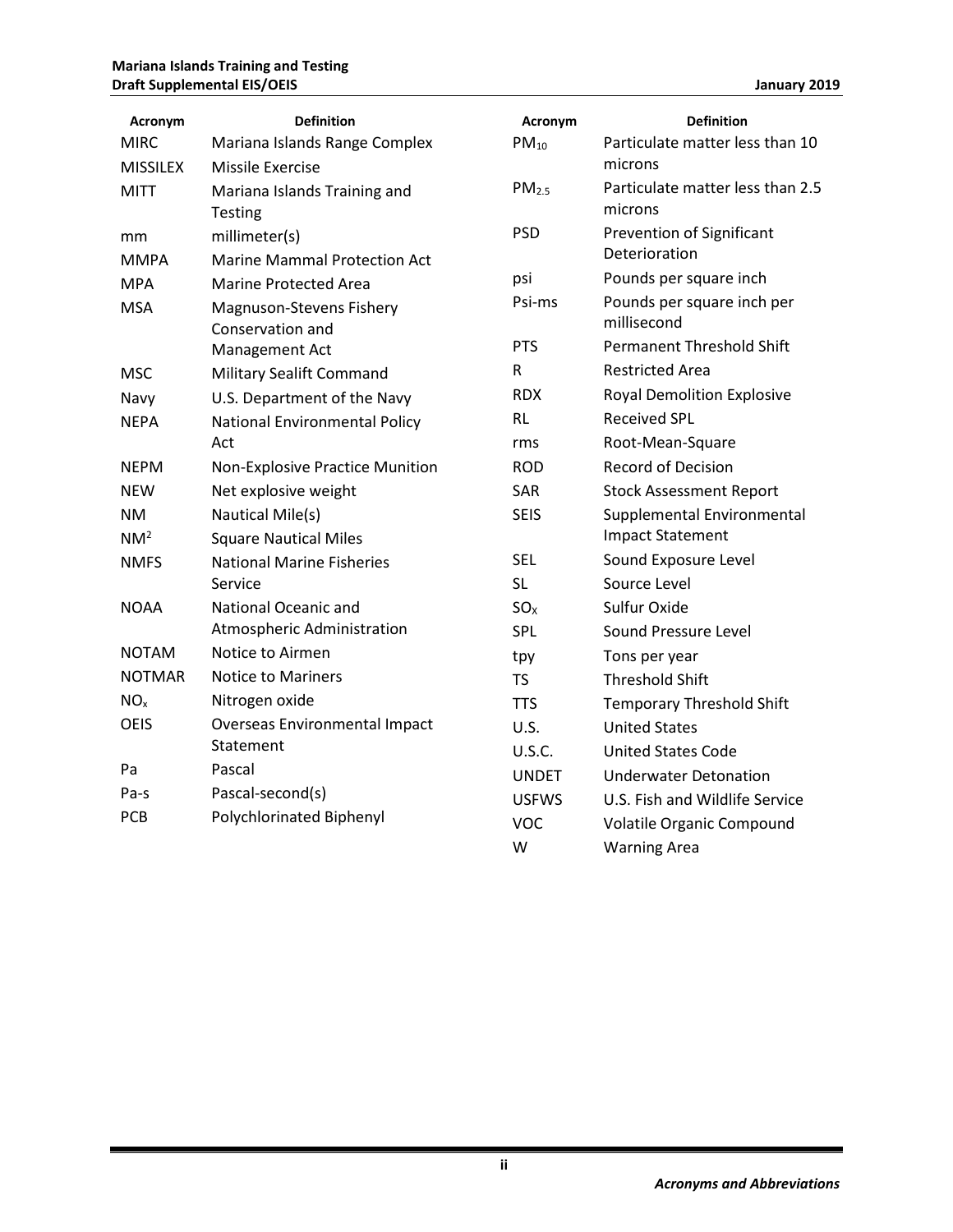| Acronym | Definition |
|---|---|
| MIRC | Mariana Islands Range Complex |
| MISSILEX | Missile Exercise |
| MITT | Mariana Islands Training and Testing |
| mm | millimeter(s) |
| MMPA | Marine Mammal Protection Act |
| MPA | Marine Protected Area |
| MSA | Magnuson-Stevens Fishery Conservation and Management Act |
| MSC | Military Sealift Command |
| Navy | U.S. Department of the Navy |
| NEPA | National Environmental Policy Act |
| NEPM | Non-Explosive Practice Munition |
| NEW | Net explosive weight |
| NM | Nautical Mile(s) |
| $NM^2$ | Square Nautical Miles |
| NMFS | National Marine Fisheries Service |
| NOAA | National Oceanic and Atmospheric Administration |
| NOTAM | Notice to Airmen |
| NOTMAR | Notice to Mariners |
| $NO_x$ | Nitrogen oxide |
| OEIS | Overseas Environmental Impact Statement |
| Pa | Pascal |
| Pa-s | Pascal-second(s) |
| PCB | Polychlorinated Biphenyl |
| $PM_{10}$ | Particulate matter less than 10 microns |
| $PM_{2.5}$ | Particulate matter less than 2.5 microns |
| PSD | Prevention of Significant Deterioration |
| psi | Pounds per square inch |
| Psi-ms | Pounds per square inch per millisecond |
| PTS | Permanent Threshold Shift |
| R | Restricted Area |
| RDX | Royal Demolition Explosive |
| RL | Received SPL |
| rms | Root-Mean-Square |
| ROD | Record of Decision |
| SAR | Stock Assessment Report |
| SEIS | Supplemental Environmental Impact Statement |
| SEL | Sound Exposure Level |
| SL | Source Level |
| $SO_X$ | Sulfur Oxide |
| SPL | Sound Pressure Level |
| tpy | Tons per year |
| TS | Threshold Shift |
| TTS | Temporary Threshold Shift |
| U.S. | United States |
| U.S.C. | United States Code |
| UNDET | Underwater Detonation |
| USFWS | U.S. Fish and Wildlife Service |
| VOC | Volatile Organic Compound |
| W | Warning Area |